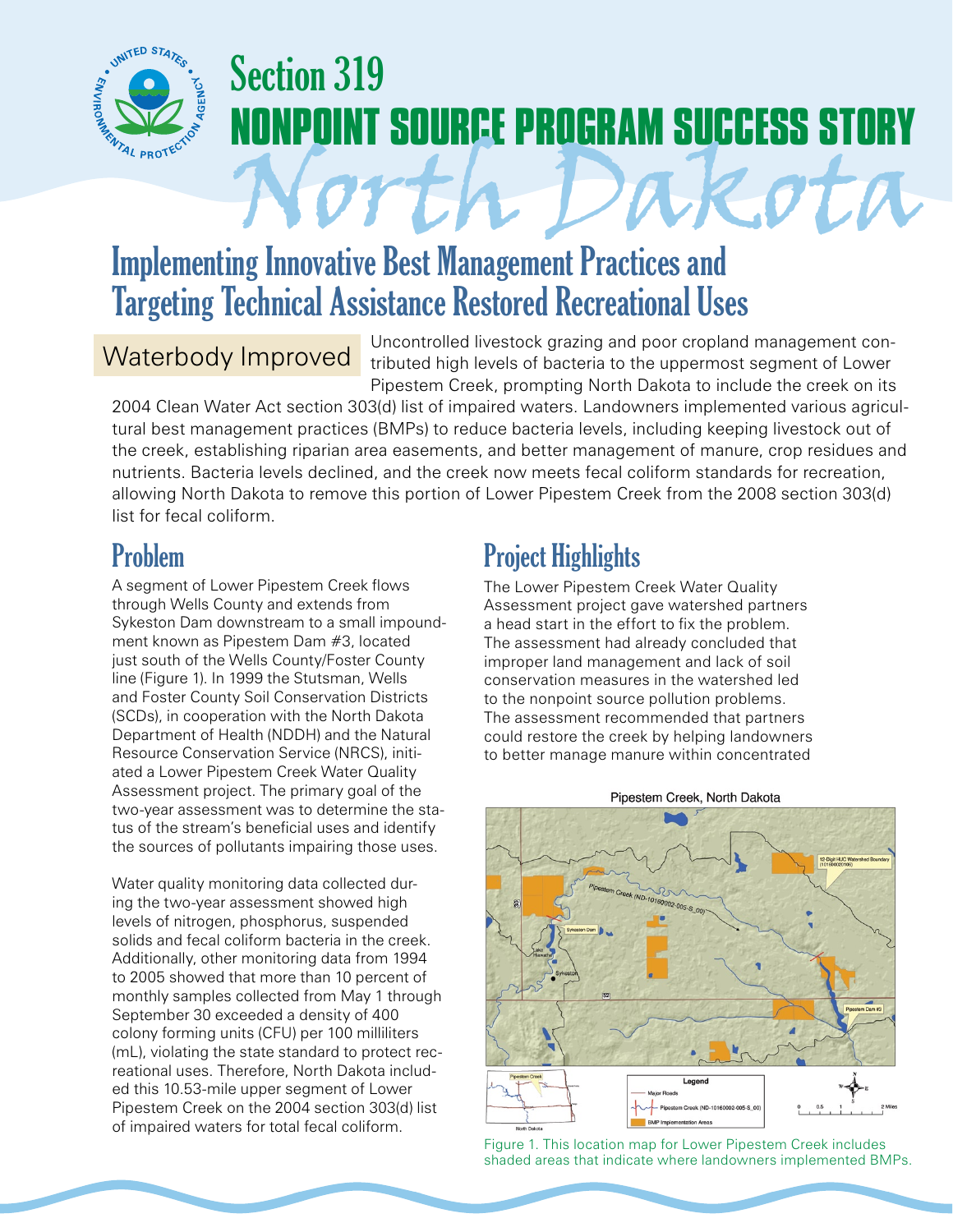# Section 319 NONPOINT SOURCE PROGRAM SUCCESS STORY

# North Dakota

## Implementing Innovative Best Management Practices and Targeting Technical Assistance Restored Recreational Uses

**Waterbody Improved**

Uncontrolled livestock grazing and poor cropland management contributed high levels of bacteria to the uppermost segment of Lower Pipestem Creek, prompting North Dakota to include the creek on its 2004 Clean Water Act section 303(d) list of impaired waters. Landowners implemented various agricultural best management practices (BMPs) to reduce bacteria levels, including keeping livestock out of the creek, establishing riparian area easements, and better management of manure, crop residues and nutrients. Bacteria levels declined, and the creek now meets fecal coliform standards for recreation, allowing North Dakota to remove this portion of Lower Pipestem Creek from the 2008 section 303(d) list for fecal coliform.

## Problem

A segment of Lower Pipestem Creek flows through Wells County and extends from Sykeston Dam downstream to a small impoundment known as Pipestem Dam #3, located just south of the Wells County/Foster County line (Figure 1). In 1999 the Stutsman, Wells and Foster County Soil Conservation Districts (SCDs), in cooperation with the North Dakota Department of Health (NDDH) and the Natural Resource Conservation Service (NRCS), initiated a Lower Pipestem Creek Water Quality Assessment project. The primary goal of the two-year assessment was to determine the status of the stream's beneficial uses and identify the sources of pollutants impairing those uses.

Water quality monitoring data collected during the two-year assessment showed high levels of nitrogen, phosphorus, suspended solids and fecal coliform bacteria in the creek. Additionally, other monitoring data from 1994 to 2005 showed that more than 10 percent of monthly samples collected from May 1 through September 30 exceeded a density of 400 colony forming units (CFU) per 100 milliliters (mL), violating the state standard to protect recreational uses. Therefore, North Dakota included this 10.53-mile upper segment of Lower Pipestem Creek on the 2004 section 303(d) list of impaired waters for total fecal coliform.

## Project Highlights

The Lower Pipestem Creek Water Quality Assessment project gave watershed partners a head start in the effort to fix the problem. The assessment had already concluded that improper land management and lack of soil conservation measures in the watershed led to the nonpoint source pollution problems. The assessment recommended that partners could restore the creek by helping landowners to better manage manure within concentrated

Figure 1. This location map for Lower Pipestem Creek includes shaded areas that indicate where landowners implemented BMPs.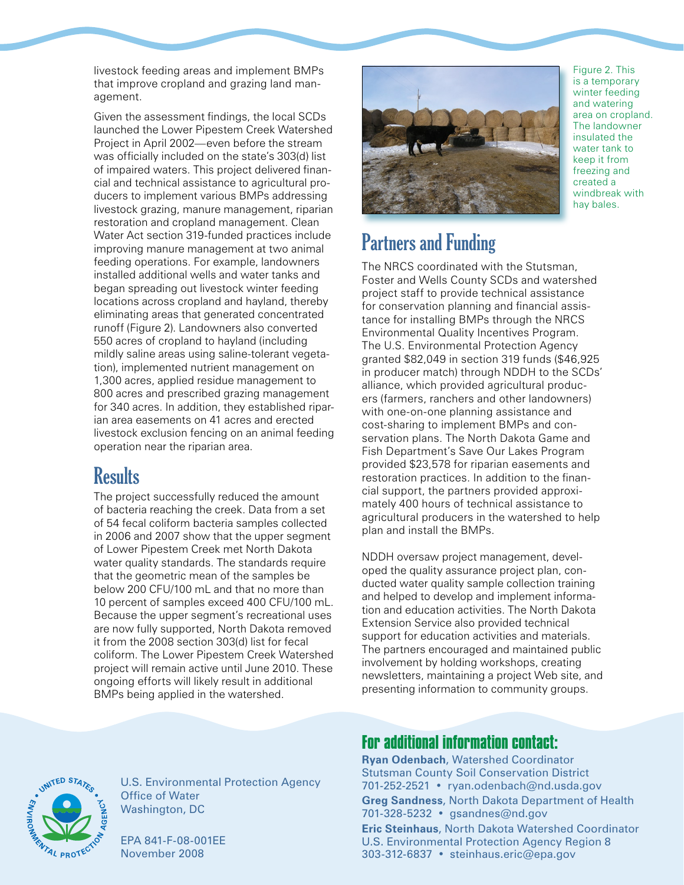livestock feeding areas and implement BMPs that improve cropland and grazing land management.

Given the assessment findings, the local SCDs launched the Lower Pipestem Creek Watershed Project in April 2002—even before the stream was officially included on the state's 303(d) list of impaired waters. This project delivered financial and technical assistance to agricultural producers to implement various BMPs addressing livestock grazing, manure management, riparian restoration and cropland management. Clean Water Act section 319-funded practices include improving manure management at two animal feeding operations. For example, landowners installed additional wells and water tanks and began spreading out livestock winter feeding locations across cropland and hayland, thereby eliminating areas that generated concentrated runoff (Figure 2). Landowners also converted 550 acres of cropland to hayland (including mildly saline areas using saline-tolerant vegetation), implemented nutrient management on 1,300 acres, applied residue management to 800 acres and prescribed grazing management for 340 acres. In addition, they established riparian area easements on 41 acres and erected livestock exclusion fencing on an animal feeding operation near the riparian area.

## Results

The project successfully reduced the amount of bacteria reaching the creek. Data from a set of 54 fecal coliform bacteria samples collected in 2006 and 2007 show that the upper segment of Lower Pipestem Creek met North Dakota water quality standards. The standards require that the geometric mean of the samples be below 200 CFU/100 mL and that no more than 10 percent of samples exceed 400 CFU/100 mL. Because the upper segment's recreational uses are now fully supported, North Dakota removed it from the 2008 section 303(d) list for fecal coliform. The Lower Pipestem Creek Watershed project will remain active until June 2010. These ongoing efforts will likely result in additional BMPs being applied in the watershed.

Figure 2. This is a temporary winter feeding and watering area on cropland. The landowner insulated the water tank to keep it from freezing and created a windbreak with hay bales.

## Partners and Funding

The NRCS coordinated with the Stutsman, Foster and Wells County SCDs and watershed project staff to provide technical assistance for conservation planning and financial assistance for installing BMPs through the NRCS Environmental Quality Incentives Program. The U.S. Environmental Protection Agency granted $82,049 in section 319 funds ($46,925 in producer match) through NDDH to the SCDs' alliance, which provided agricultural producers (farmers, ranchers and other landowners) with one-on-one planning assistance and cost-sharing to implement BMPs and conservation plans. The North Dakota Game and Fish Department's Save Our Lakes Program provided $23,578 for riparian easements and restoration practices. In addition to the financial support, the partners provided approximately 400 hours of technical assistance to agricultural producers in the watershed to help plan and install the BMPs.

NDDH oversaw project management, developed the quality assurance project plan, conducted water quality sample collection training and helped to develop and implement information and education activities. The North Dakota Extension Service also provided technical support for education activities and materials. The partners encouraged and maintained public involvement by holding workshops, creating newsletters, maintaining a project Web site, and presenting information to community groups.

U.S. Environmental Protection Agency
Office of Water
Washington, DC

EPA 841-F-08-001EE
November 2008

### For additional information contact:

**Ryan Odenbach**, Watershed Coordinator
Stutsman County Soil Conservation District
701-252-2521 • ryan.odenbach@nd.usda.gov

**Greg Sandness**, North Dakota Department of Health
701-328-5232 • gsandnes@nd.gov

**Eric Steinhaus**, North Dakota Watershed Coordinator
U.S. Environmental Protection Agency Region 8
303-312-6837 • steinhaus.eric@epa.gov